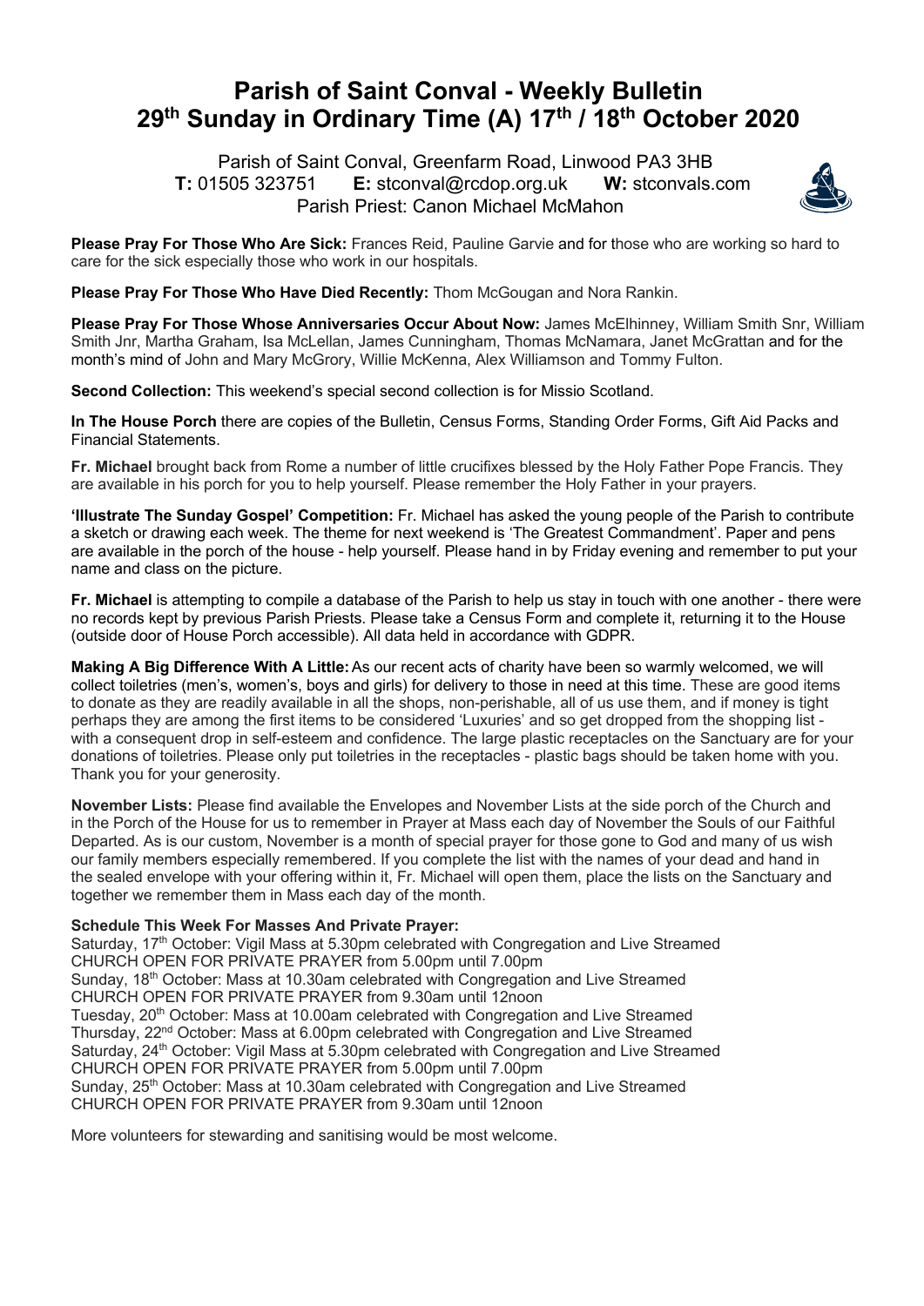# Parish of Saint Conval - Weekly Bulletin 29th Sunday in Ordinary Time (A) 17th / 18th October 2020

Parish of Saint Conval, Greenfarm Road, Linwood PA3 3HB
**T:** 01505 323751 **E:** stconval@rcdop.org.uk **W:** stconvals.com
Parish Priest: Canon Michael McMahon

**Please Pray For Those Who Are Sick:** Frances Reid, Pauline Garvie and for those who are working so hard to care for the sick especially those who work in our hospitals.

**Please Pray For Those Who Have Died Recently:** Thom McGougan and Nora Rankin.

**Please Pray For Those Whose Anniversaries Occur About Now:** James McElhinney, William Smith Snr, William Smith Jnr, Martha Graham, Isa McLellan, James Cunningham, Thomas McNamara, Janet McGrattan and for the month's mind of John and Mary McGrory, Willie McKenna, Alex Williamson and Tommy Fulton.

**Second Collection:** This weekend's special second collection is for Missio Scotland.

**In The House Porch** there are copies of the Bulletin, Census Forms, Standing Order Forms, Gift Aid Packs and Financial Statements.

**Fr. Michael** brought back from Rome a number of little crucifixes blessed by the Holy Father Pope Francis. They are available in his porch for you to help yourself. Please remember the Holy Father in your prayers.

**'Illustrate The Sunday Gospel' Competition:** Fr. Michael has asked the young people of the Parish to contribute a sketch or drawing each week. The theme for next weekend is 'The Greatest Commandment'. Paper and pens are available in the porch of the house - help yourself. Please hand in by Friday evening and remember to put your name and class on the picture.

**Fr. Michael** is attempting to compile a database of the Parish to help us stay in touch with one another - there were no records kept by previous Parish Priests. Please take a Census Form and complete it, returning it to the House (outside door of House Porch accessible). All data held in accordance with GDPR.

**Making A Big Difference With A Little:** As our recent acts of charity have been so warmly welcomed, we will collect toiletries (men's, women's, boys and girls) for delivery to those in need at this time. These are good items to donate as they are readily available in all the shops, non-perishable, all of us use them, and if money is tight perhaps they are among the first items to be considered 'Luxuries' and so get dropped from the shopping list - with a consequent drop in self-esteem and confidence. The large plastic receptacles on the Sanctuary are for your donations of toiletries. Please only put toiletries in the receptacles - plastic bags should be taken home with you. Thank you for your generosity.

**November Lists:** Please find available the Envelopes and November Lists at the side porch of the Church and in the Porch of the House for us to remember in Prayer at Mass each day of November the Souls of our Faithful Departed. As is our custom, November is a month of special prayer for those gone to God and many of us wish our family members especially remembered. If you complete the list with the names of your dead and hand in the sealed envelope with your offering within it, Fr. Michael will open them, place the lists on the Sanctuary and together we remember them in Mass each day of the month.

**Schedule This Week For Masses And Private Prayer:**

Saturday, 17th October: Vigil Mass at 5.30pm celebrated with Congregation and Live Streamed
CHURCH OPEN FOR PRIVATE PRAYER from 5.00pm until 7.00pm
Sunday, 18th October: Mass at 10.30am celebrated with Congregation and Live Streamed
CHURCH OPEN FOR PRIVATE PRAYER from 9.30am until 12noon
Tuesday, 20th October: Mass at 10.00am celebrated with Congregation and Live Streamed
Thursday, 22nd October: Mass at 6.00pm celebrated with Congregation and Live Streamed
Saturday, 24th October: Vigil Mass at 5.30pm celebrated with Congregation and Live Streamed
CHURCH OPEN FOR PRIVATE PRAYER from 5.00pm until 7.00pm
Sunday, 25th October: Mass at 10.30am celebrated with Congregation and Live Streamed
CHURCH OPEN FOR PRIVATE PRAYER from 9.30am until 12noon

More volunteers for stewarding and sanitising would be most welcome.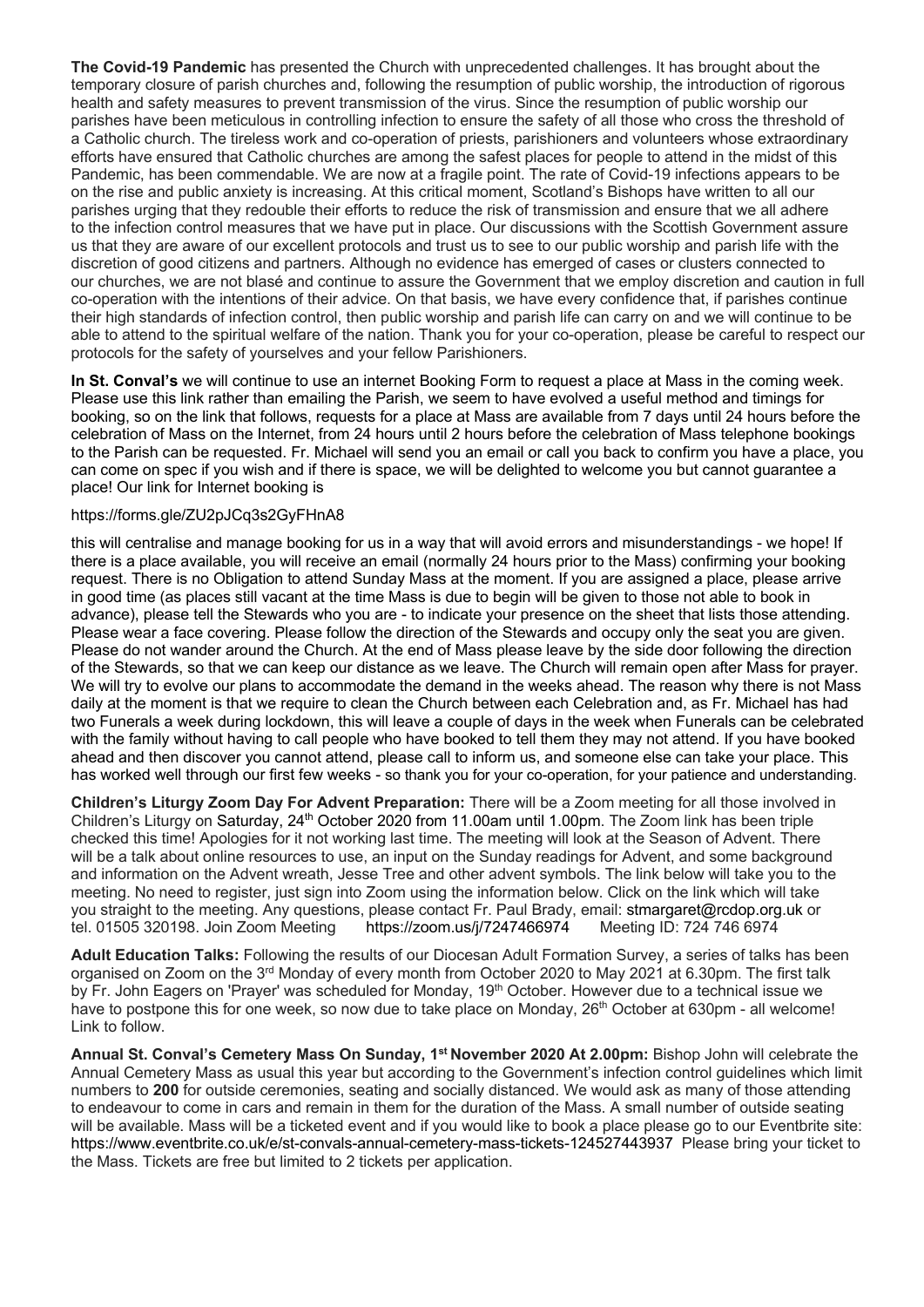**The Covid-19 Pandemic** has presented the Church with unprecedented challenges. It has brought about the temporary closure of parish churches and, following the resumption of public worship, the introduction of rigorous health and safety measures to prevent transmission of the virus. Since the resumption of public worship our parishes have been meticulous in controlling infection to ensure the safety of all those who cross the threshold of a Catholic church. The tireless work and co-operation of priests, parishioners and volunteers whose extraordinary efforts have ensured that Catholic churches are among the safest places for people to attend in the midst of this Pandemic, has been commendable. We are now at a fragile point. The rate of Covid-19 infections appears to be on the rise and public anxiety is increasing. At this critical moment, Scotland's Bishops have written to all our parishes urging that they redouble their efforts to reduce the risk of transmission and ensure that we all adhere to the infection control measures that we have put in place. Our discussions with the Scottish Government assure us that they are aware of our excellent protocols and trust us to see to our public worship and parish life with the discretion of good citizens and partners. Although no evidence has emerged of cases or clusters connected to our churches, we are not blasé and continue to assure the Government that we employ discretion and caution in full co-operation with the intentions of their advice. On that basis, we have every confidence that, if parishes continue their high standards of infection control, then public worship and parish life can carry on and we will continue to be able to attend to the spiritual welfare of the nation. Thank you for your co-operation, please be careful to respect our protocols for the safety of yourselves and your fellow Parishioners.

**In St. Conval's** we will continue to use an internet Booking Form to request a place at Mass in the coming week. Please use this link rather than emailing the Parish, we seem to have evolved a useful method and timings for booking, so on the link that follows, requests for a place at Mass are available from 7 days until 24 hours before the celebration of Mass on the Internet, from 24 hours until 2 hours before the celebration of Mass telephone bookings to the Parish can be requested. Fr. Michael will send you an email or call you back to confirm you have a place, you can come on spec if you wish and if there is space, we will be delighted to welcome you but cannot guarantee a place! Our link for Internet booking is

https://forms.gle/ZU2pJCq3s2GyFHnA8

this will centralise and manage booking for us in a way that will avoid errors and misunderstandings - we hope! If there is a place available, you will receive an email (normally 24 hours prior to the Mass) confirming your booking request. There is no Obligation to attend Sunday Mass at the moment. If you are assigned a place, please arrive in good time (as places still vacant at the time Mass is due to begin will be given to those not able to book in advance), please tell the Stewards who you are - to indicate your presence on the sheet that lists those attending. Please wear a face covering. Please follow the direction of the Stewards and occupy only the seat you are given. Please do not wander around the Church. At the end of Mass please leave by the side door following the direction of the Stewards, so that we can keep our distance as we leave. The Church will remain open after Mass for prayer. We will try to evolve our plans to accommodate the demand in the weeks ahead. The reason why there is not Mass daily at the moment is that we require to clean the Church between each Celebration and, as Fr. Michael has had two Funerals a week during lockdown, this will leave a couple of days in the week when Funerals can be celebrated with the family without having to call people who have booked to tell them they may not attend. If you have booked ahead and then discover you cannot attend, please call to inform us, and someone else can take your place. This has worked well through our first few weeks - so thank you for your co-operation, for your patience and understanding.

**Children's Liturgy Zoom Day For Advent Preparation:** There will be a Zoom meeting for all those involved in Children's Liturgy on Saturday, 24th October 2020 from 11.00am until 1.00pm. The Zoom link has been triple checked this time! Apologies for it not working last time. The meeting will look at the Season of Advent. There will be a talk about online resources to use, an input on the Sunday readings for Advent, and some background and information on the Advent wreath, Jesse Tree and other advent symbols. The link below will take you to the meeting. No need to register, just sign into Zoom using the information below. Click on the link which will take you straight to the meeting. Any questions, please contact Fr. Paul Brady, email: stmargaret@rcdop.org.uk or tel. 01505 320198. Join Zoom Meeting https://zoom.us/j/7247466974 Meeting ID: 724 746 6974

**Adult Education Talks:** Following the results of our Diocesan Adult Formation Survey, a series of talks has been organised on Zoom on the 3rd Monday of every month from October 2020 to May 2021 at 6.30pm. The first talk by Fr. John Eagers on 'Prayer' was scheduled for Monday, 19th October. However due to a technical issue we have to postpone this for one week, so now due to take place on Monday, 26th October at 630pm - all welcome! Link to follow.

**Annual St. Conval's Cemetery Mass On Sunday, 1st November 2020 At 2.00pm:** Bishop John will celebrate the Annual Cemetery Mass as usual this year but according to the Government's infection control guidelines which limit numbers to **200** for outside ceremonies, seating and socially distanced. We would ask as many of those attending to endeavour to come in cars and remain in them for the duration of the Mass. A small number of outside seating will be available. Mass will be a ticketed event and if you would like to book a place please go to our Eventbrite site: https://www.eventbrite.co.uk/e/st-convals-annual-cemetery-mass-tickets-124527443937 Please bring your ticket to the Mass. Tickets are free but limited to 2 tickets per application.